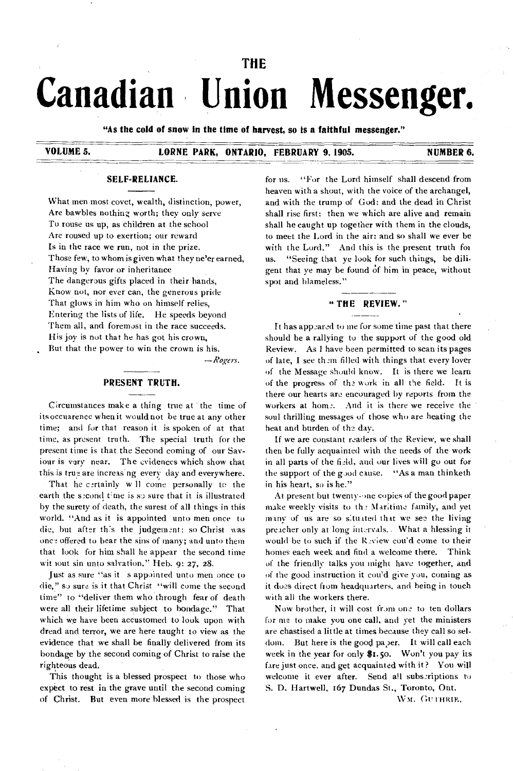# THE Canadian Union Messenger.

**"As the cold of snow in the time of harvest, so is a faithful messenger."**

**VOLUME 5. LORNE PARK, ONTARIO, FEBRUARY 9, 1905. NUMBER 6.**

## SELF-RELIANCE.

What men most covet, wealth, distinction, power,
Are bawbles nothing worth; they only serve
To rouse us up, as children at the school
Are roused up to exertion; our reward
Is in the race we run, not in the prize.
Those few, to whom is given what they ne'er earned,
Having by favor or inheritance
The dangerous gifts placed in their hands,
Know not, nor ever can, the generous pride
That glows in him who on himself relies,
Entering the lists of life. He speeds beyond
Them all, and foremost in the race succeeds.
His joy is not that he has got his crown,
But that the power to win the crown is his.

*—Rogers.*

## PRESENT TRUTH.

Circumstances make a thing true at the time of its occuarence when it would not be true at any other time; and for that reason it is spoken of at that time, as present truth. The special truth for the present time is that the Second coming of our Saviour is very near. The evidences which show that this is true are increasing every day and everywhere.

That he certainly will come personally to the earth the second time is so sure that it is illustrated by the surety of death, the surest of all things in this world. "And as it is appointed unto men once to die, but after this the judgement: so Christ was once offered to bear the sins of many; and unto them that look for him shall he appear the second time without sin unto salvation." Heb. 9: 27, 28.

Just as sure "as it is appointed unto men once to die," so sure is it that Christ "will come the second time" to "deliver them who through fear of death were all their lifetime subject to bondage." That which we have been accustomed to look upon with dread and terror, we are here taught to view as the evidence that we shall be finally delivered from its bondage by the second coming of Christ to raise the righteous dead.

This thought is a blessed prospect to those who expect to rest in the grave until the second coming of Christ. But even more blessed is the prospect for us. "For the Lord himself shall descend from heaven with a shout, with the voice of the archangel, and with the trump of God: and the dead in Christ shall rise first: then we which are alive and remain shall he caught up together with them in the clouds, to meet the Lord in the air: and so shall we ever be with the Lord." And this is the present truth for us. "Seeing that ye look for such things, be diligent that ye may be found of him in peace, without spot and blameless."

## "THE REVIEW."

It has appeared to me for some time past that there should be a rallying to the support of the good old Review. As I have been permitted to scan its pages of late, I see them filled with things that every lover of the Message should know. It is there we learn of the progress of the work in all the field. It is there our hearts are encouraged by reports from the workers at home. And it is there we receive the soul thrilling messages of those who are heating the heat and burden of the day.

If we are constant readers of the Review, we shall then be fully acquainted with the needs of the work in all parts of the field, and our lives will go out for the support of the good cause. "As a man thinketh in his heart, so is he."

At present but twenty-one copies of the good paper make weekly visits to the Maritime family, and yet many of us are so situated that we see the living preacher only at long intervals. What a blessing it would be to such if the Review cou'd come to their homes each week and find a welcome there. Think of the friendly talks you might have together, and of the good instruction it cou'd give you, coming as it does direct from headquarters, and being in touch with all the workers there.

Now brother, it will cost from one to ten dollars for me to make you one call, and yet the ministers are chastised a little at times because they call so seldom. But here is the good paper. It will call each week in the year for only $1.50. Won't you pay its fare just once, and get acquainted with it? You will welcome it ever after. Send all subscriptions to S. D. Hartwell, 167 Dundas St., Toronto, Ont.

WM. GUTHRIE.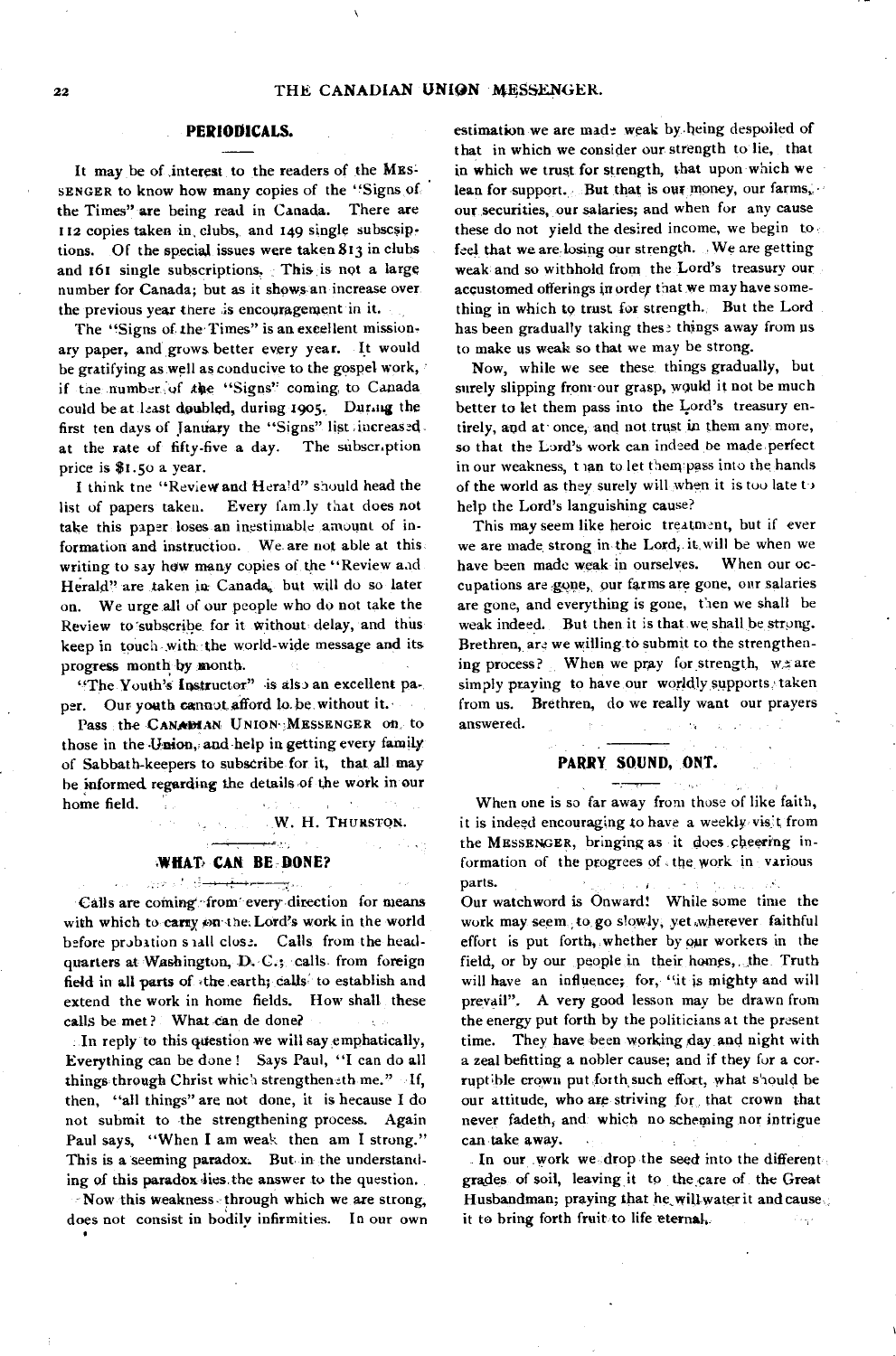## PERIODICALS.

It may be of interest to the readers of the MESSENGER to know how many copies of the "Signs of the Times" are being read in Canada. There are 112 copies taken in clubs, and 149 single subscriptions. Of the special issues were taken 813 in clubs and 161 single subscriptions. This is not a large number for Canada; but as it shows an increase over the previous year there is encouragement in it.

The "Signs of the Times" is an excellent missionary paper, and grows better every year. It would be gratifying as well as conducive to the gospel work, if the number of the "Signs" coming to Canada could be at least doubled, during 1905. During the first ten days of January the "Signs" list increased at the rate of fifty-five a day. The subscription price is $1.50 a year.

I think the "Review and Herald" should head the list of papers taken. Every family that does not take this paper loses an inestimable amount of information and instruction. We are not able at this writing to say how many copies of the "Review and Herald" are taken in Canada, but will do so later on. We urge all of our people who do not take the Review to subscribe for it without delay, and thus keep in touch with the world-wide message and its progress month by month.

"The Youth's Instructor" is also an excellent paper. Our youth cannot afford to be without it.

Pass the CANADIAN UNION MESSENGER on to those in the Union, and help in getting every family of Sabbath-keepers to subscribe for it, that all may be informed regarding the details of the work in our home field.

W. H. THURSTON.

## WHAT CAN BE DONE?

Calls are coming from every direction for means with which to carry on the Lord's work in the world before probation shall close. Calls from the headquarters at Washington, D. C.; calls from foreign field in all parts of the earth; calls to establish and extend the work in home fields. How shall these calls be met? What can de done?

In reply to this question we will say emphatically, Everything can be done! Says Paul, "I can do all things through Christ which strengtheneth me." If, then, "all things" are not done, it is because I do not submit to the strengthening process. Again Paul says, "When I am weak then am I strong." This is a seeming paradox. But in the understanding of this paradox lies the answer to the question.

Now this weakness through which we are strong, does not consist in bodily infirmities. In our own estimation we are made weak by being despoiled of that in which we consider our strength to lie, that in which we trust for strength, that upon which we lean for support. But that is our money, our farms, our securities, our salaries; and when for any cause these do not yield the desired income, we begin to feel that we are losing our strength. We are getting weak and so withhold from the Lord's treasury our accustomed offerings in order that we may have something in which to trust for strength. But the Lord has been gradually taking these things away from us to make us weak so that we may be strong.

Now, while we see these things gradually, but surely slipping from our grasp, would it not be much better to let them pass into the Lord's treasury entirely, and at once, and not trust in them any more, so that the Lord's work can indeed be made perfect in our weakness, than to let them pass into the hands of the world as they surely will when it is too late to help the Lord's languishing cause?

This may seem like heroic treatment, but if ever we are made strong in the Lord, it will be when we have been made weak in ourselves. When our occupations are gone, our farms are gone, our salaries are gone, and everything is gone, then we shall be weak indeed. But then it is that we shall be strong. Brethren, are we willing to submit to the strengthening process? When we pray for strength, we are simply praying to have our worldly supports taken from us. Brethren, do we really want our prayers answered.

## PARRY SOUND, ONT.

When one is so far away from those of like faith, it is indeed encouraging to have a weekly visit from the MESSENGER, bringing as it does cheering information of the progress of the work in various parts.

Our watchword is Onward! While some time the work may seem to go slowly, yet wherever faithful effort is put forth, whether by our workers in the field, or by our people in their homes, the Truth will have an influence; for, "it is mighty and will prevail". A very good lesson may be drawn from the energy put forth by the politicians at the present time. They have been working day and night with a zeal befitting a nobler cause; and if they for a corruptible crown put forth such effort, what should be our attitude, who are striving for that crown that never fadeth, and which no scheming nor intrigue can take away.

In our work we drop the seed into the different grades of soil, leaving it to the care of the Great Husbandman; praying that he will water it and cause it to bring forth fruit to life eternal.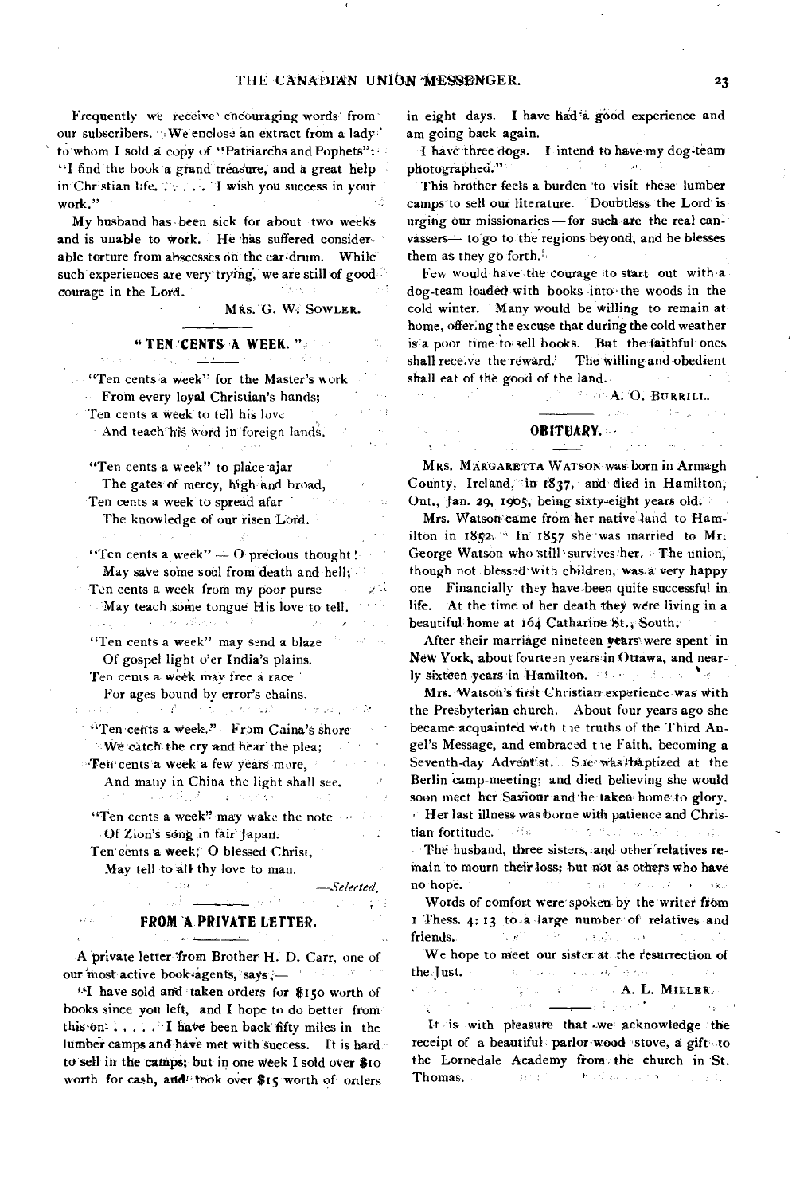Frequently we receive encouraging words from our subscribers. We enclose an extract from a lady to whom I sold a copy of "Patriarchs and Pophets": "I find the book a grand treasure, and a great help in Christian life. . . . . . I wish you success in your work."

My husband has been sick for about two weeks and is unable to work. He has suffered considerable torture from abscesses on the ear-drum. While such experiences are very trying, we are still of good courage in the Lord.

MRS. G. W. SOWLER.

## "TEN CENTS A WEEK."

"Ten cents a week" for the Master's work
From every loyal Christian's hands;
Ten cents a week to tell his love
And teach his word in foreign lands.

"Ten cents a week" to place ajar
The gates of mercy, high and broad,
Ten cents a week to spread afar
The knowledge of our risen Lord.

"Ten cents a week" — O precious thought!
May save some soul from death and hell;
Ten cents a week from my poor purse
May teach some tongue His love to tell.

"Ten cents a week" may send a blaze
Of gospel light o'er India's plains.
Ten cents a week may free a race
For ages bound by error's chains.

"Ten cents a week." From Caina's shore
We catch the cry and hear the plea;
Ten cents a week a few years more,
And many in China the light shall see.

"Ten cents a week" may wake the note
Of Zion's song in fair Japan.
Ten cents a week, O blessed Christ,
May tell to all thy love to man.

*—Selected.*

## FROM A PRIVATE LETTER.

A private letter from Brother H. D. Carr, one of our most active book-agents, says:—

"I have sold and taken orders for $150 worth of books since you left, and I hope to do better from this on. . . . . . I have been back fifty miles in the lumber camps and have met with success. It is hard to sell in the camps; but in one week I sold over $10 worth for cash, and took over $15 worth of orders in eight days. I have had a good experience and am going back again.

I have three dogs. I intend to have my dog-team photographed."

This brother feels a burden to visit these lumber camps to sell our literature. Doubtless the Lord is urging our missionaries — for such are the real canvassers — to go to the regions beyond, and he blesses them as they go forth.

Few would have the courage to start out with a dog-team loaded with books into the woods in the cold winter. Many would be willing to remain at home, offering the excuse that during the cold weather is a poor time to sell books. But the faithful ones shall receive the reward. The willing and obedient shall eat of the good of the land.

A. O. BURRILL.

## OBITUARY.

MRS. MARGARETTA WATSON was born in Armagh County, Ireland, in 1837, and died in Hamilton, Ont., Jan. 29, 1905, being sixty-eight years old.

Mrs. Watson came from her native land to Hamilton in 1852. In 1857 she was married to Mr. George Watson who still survives her. The union, though not blessed with children, was a very happy one. Financially they have been quite successful in life. At the time of her death they were living in a beautiful home at 164 Catharine St., South.

After their marriage nineteen years were spent in New York, about fourteen years in Ottawa, and nearly sixteen years in Hamilton.

Mrs. Watson's first Christian experience was with the Presbyterian church. About four years ago she became acquainted with the truths of the Third Angel's Message, and embraced the Faith, becoming a Seventh-day Adventist. She was baptized at the Berlin camp-meeting; and died believing she would soon meet her Saviour and be taken home to glory.

Her last illness was borne with patience and Christian fortitude.

The husband, three sisters, and other relatives remain to mourn their loss; but not as others who have no hope.

Words of comfort were spoken by the writer from 1 Thess. 4: 13 to a large number of relatives and friends.

We hope to meet our sister at the resurrection of the Just.

A. L. MILLER.

---

It is with pleasure that we acknowledge the receipt of a beautiful parlor wood stove, a gift to the Lornedale Academy from the church in St. Thomas.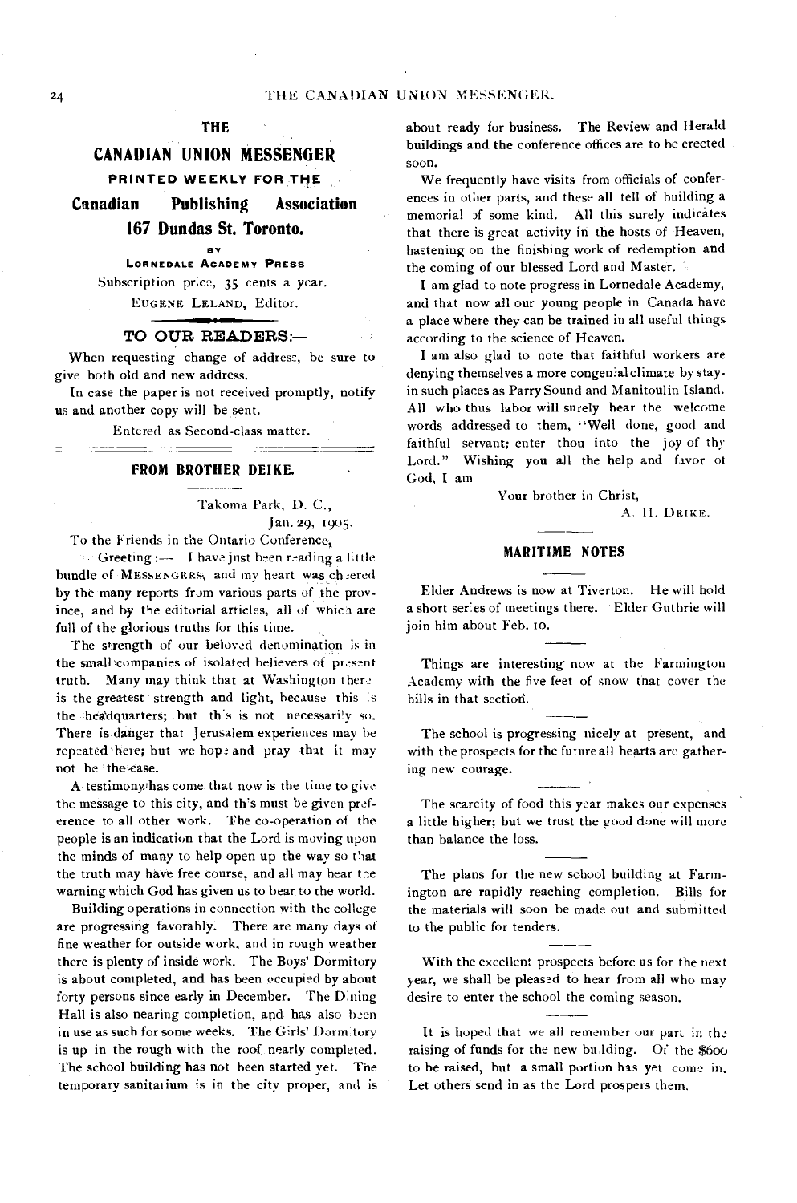# THE CANADIAN UNION MESSENGER

**PRINTED WEEKLY FOR THE**

**Canadian Publishing Association**

**167 Dundas St. Toronto.**

BY

LORNEDALE ACADEMY PRESS

Subscription price, 35 cents a year.

EUGENE LELAND, Editor.

**TO OUR READERS:—**

When requesting change of address, be sure to give both old and new address.

In case the paper is not received promptly, notify us and another copy will be sent.

Entered as Second-class matter.

## FROM BROTHER DEIKE.

Takoma Park, D. C.,
Jan. 29, 1905.

To the Friends in the Ontario Conference,

Greeting:— I have just been reading a little bundle of MESSENGERS, and my heart was cheered by the many reports from various parts of the province, and by the editorial articles, all of which are full of the glorious truths for this time.

The strength of our beloved denomination is in the small companies of isolated believers of present truth. Many may think that at Washington there is the greatest strength and light, because this is the headquarters; but this is not necessarily so. There is danger that Jerusalem experiences may be repeated here; but we hope and pray that it may not be the case.

A testimony has come that now is the time to give the message to this city, and this must be given preference to all other work. The co-operation of the people is an indication that the Lord is moving upon the minds of many to help open up the way so that the truth may have free course, and all may hear the warning which God has given us to bear to the world.

Building operations in connection with the college are progressing favorably. There are many days of fine weather for outside work, and in rough weather there is plenty of inside work. The Boys' Dormitory is about completed, and has been occupied by about forty persons since early in December. The Dining Hall is also nearing completion, and has also been in use as such for some weeks. The Girls' Dormitory is up in the rough with the roof nearly completed. The school building has not been started yet. The temporary sanitarium is in the city proper, and is about ready for business. The Review and Herald buildings and the conference offices are to be erected soon.

We frequently have visits from officials of conferences in other parts, and these all tell of building a memorial of some kind. All this surely indicates that there is great activity in the hosts of Heaven, hastening on the finishing work of redemption and the coming of our blessed Lord and Master.

I am glad to note progress in Lornedale Academy, and that now all our young people in Canada have a place where they can be trained in all useful things according to the science of Heaven.

I am also glad to note that faithful workers are denying themselves a more congenial climate by staying in such places as Parry Sound and Manitoulin Island. All who thus labor will surely hear the welcome words addressed to them, "Well done, good and faithful servant; enter thou into the joy of thy Lord." Wishing you all the help and favor of God, I am

Your brother in Christ,
A. H. DEIKE.

## MARITIME NOTES

Elder Andrews is now at Tiverton. He will hold a short series of meetings there. Elder Guthrie will join him about Feb. 10.

Things are interesting now at the Farmington Academy with the five feet of snow that cover the hills in that section.

The school is progressing nicely at present, and with the prospects for the future all hearts are gathering new courage.

The scarcity of food this year makes our expenses a little higher; but we trust the good done will more than balance the loss.

The plans for the new school building at Farmington are rapidly reaching completion. Bills for the materials will soon be made out and submitted to the public for tenders.

With the excellent prospects before us for the next year, we shall be pleased to hear from all who may desire to enter the school the coming season.

It is hoped that we all remember our part in the raising of funds for the new building. Of the $600 to be raised, but a small portion has yet come in. Let others send in as the Lord prospers them.